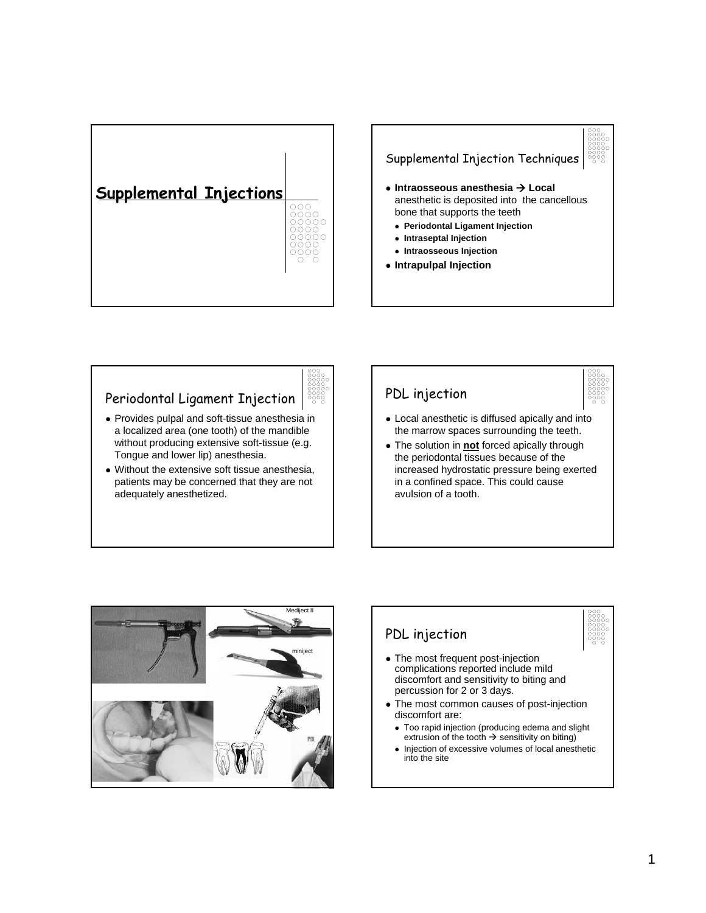# Supplemental Injections

## Supplemental Injection Techniques

- **Intraosseous anesthesia → Local** anesthetic is deposited into the cancellous bone that supports the teeth
  - **Periodontal Ligament Injection**
  - **Intraseptal Injection**
  - **Intraosseous Injection**
- **Intrapulpal Injection**

## Periodontal Ligament Injection

- Provides pulpal and soft-tissue anesthesia in a localized area (one tooth) of the mandible without producing extensive soft-tissue (e.g. Tongue and lower lip) anesthesia.
- Without the extensive soft tissue anesthesia, patients may be concerned that they are not adequately anesthetized.

## PDL injection

- Local anesthetic is diffused apically and into the marrow spaces surrounding the teeth.
- The solution in **not** forced apically through the periodontal tissues because of the increased hydrostatic pressure being exerted in a confined space. This could cause avulsion of a tooth.

Mediject II

miniject

PDL

## PDL injection

- The most frequent post-injection complications reported include mild discomfort and sensitivity to biting and percussion for 2 or 3 days.
- The most common causes of post-injection discomfort are:
  - Too rapid injection (producing edema and slight extrusion of the tooth → sensitivity on biting)
  - Injection of excessive volumes of local anesthetic into the site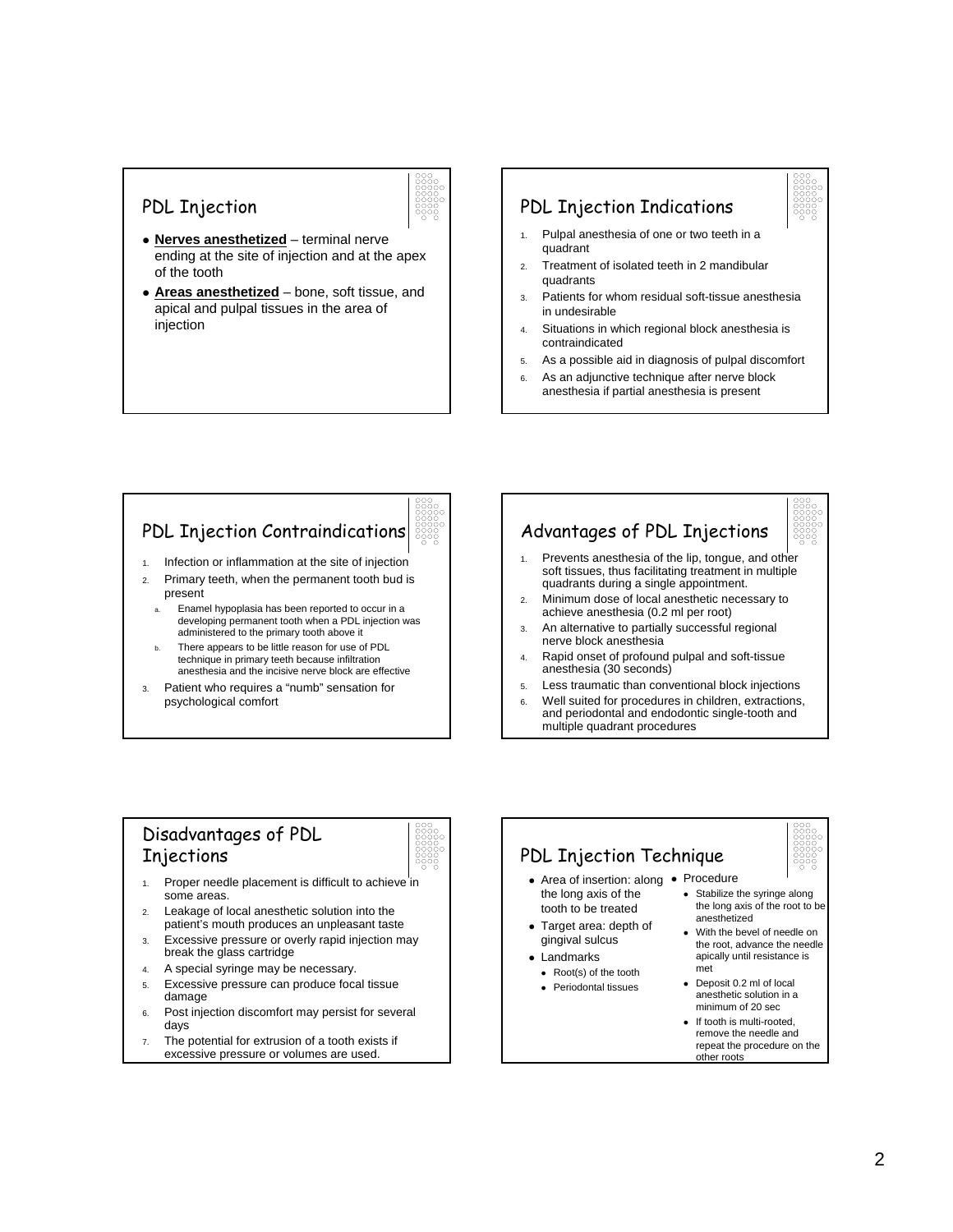## PDL Injection

- **Nerves anesthetized** – terminal nerve ending at the site of injection and at the apex of the tooth
- **Areas anesthetized** – bone, soft tissue, and apical and pulpal tissues in the area of injection

## PDL Injection Indications

1. Pulpal anesthesia of one or two teeth in a quadrant
2. Treatment of isolated teeth in 2 mandibular quadrants
3. Patients for whom residual soft-tissue anesthesia in undesirable
4. Situations in which regional block anesthesia is contraindicated
5. As a possible aid in diagnosis of pulpal discomfort
6. As an adjunctive technique after nerve block anesthesia if partial anesthesia is present

## PDL Injection Contraindications

1. Infection or inflammation at the site of injection
2. Primary teeth, when the permanent tooth bud is present
   a. Enamel hypoplasia has been reported to occur in a developing permanent tooth when a PDL injection was administered to the primary tooth above it
   b. There appears to be little reason for use of PDL technique in primary teeth because infiltration anesthesia and the incisive nerve block are effective
3. Patient who requires a "numb" sensation for psychological comfort

## Advantages of PDL Injections

1. Prevents anesthesia of the lip, tongue, and other soft tissues, thus facilitating treatment in multiple quadrants during a single appointment.
2. Minimum dose of local anesthetic necessary to achieve anesthesia (0.2 ml per root)
3. An alternative to partially successful regional nerve block anesthesia
4. Rapid onset of profound pulpal and soft-tissue anesthesia (30 seconds)
5. Less traumatic than conventional block injections
6. Well suited for procedures in children, extractions, and periodontal and endodontic single-tooth and multiple quadrant procedures

## Disadvantages of PDL Injections

1. Proper needle placement is difficult to achieve in some areas.
2. Leakage of local anesthetic solution into the patient's mouth produces an unpleasant taste
3. Excessive pressure or overly rapid injection may break the glass cartridge
4. A special syringe may be necessary.
5. Excessive pressure can produce focal tissue damage
6. Post injection discomfort may persist for several days
7. The potential for extrusion of a tooth exists if excessive pressure or volumes are used.

## PDL Injection Technique

- Area of insertion: along the long axis of the tooth to be treated
- Target area: depth of gingival sulcus
- Landmarks
  - Root(s) of the tooth
  - Periodontal tissues
- Procedure
  - Stabilize the syringe along the long axis of the root to be anesthetized
  - With the bevel of needle on the root, advance the needle apically until resistance is met
  - Deposit 0.2 ml of local anesthetic solution in a minimum of 20 sec
  - If tooth is multi-rooted, remove the needle and repeat the procedure on the other roots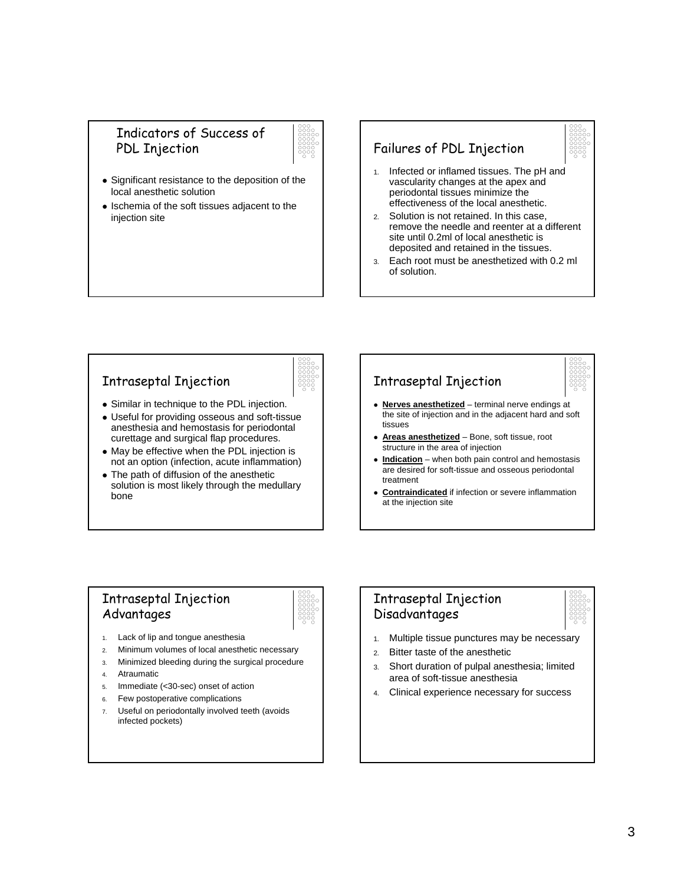## Indicators of Success of PDL Injection

- Significant resistance to the deposition of the local anesthetic solution
- Ischemia of the soft tissues adjacent to the injection site

## Failures of PDL Injection

1. Infected or inflamed tissues. The pH and vascularity changes at the apex and periodontal tissues minimize the effectiveness of the local anesthetic.
2. Solution is not retained. In this case, remove the needle and reenter at a different site until 0.2ml of local anesthetic is deposited and retained in the tissues.
3. Each root must be anesthetized with 0.2 ml of solution.

## Intraseptal Injection

- Similar in technique to the PDL injection.
- Useful for providing osseous and soft-tissue anesthesia and hemostasis for periodontal curettage and surgical flap procedures.
- May be effective when the PDL injection is not an option (infection, acute inflammation)
- The path of diffusion of the anesthetic solution is most likely through the medullary bone

## Intraseptal Injection

- **Nerves anesthetized** – terminal nerve endings at the site of injection and in the adjacent hard and soft tissues
- **Areas anesthetized** – Bone, soft tissue, root structure in the area of injection
- **Indication** – when both pain control and hemostasis are desired for soft-tissue and osseous periodontal treatment
- **Contraindicated** if infection or severe inflammation at the injection site

## Intraseptal Injection Advantages

1. Lack of lip and tongue anesthesia
2. Minimum volumes of local anesthetic necessary
3. Minimized bleeding during the surgical procedure
4. Atraumatic
5. Immediate (<30-sec) onset of action
6. Few postoperative complications
7. Useful on periodontally involved teeth (avoids infected pockets)

## Intraseptal Injection Disadvantages

1. Multiple tissue punctures may be necessary
2. Bitter taste of the anesthetic
3. Short duration of pulpal anesthesia; limited area of soft-tissue anesthesia
4. Clinical experience necessary for success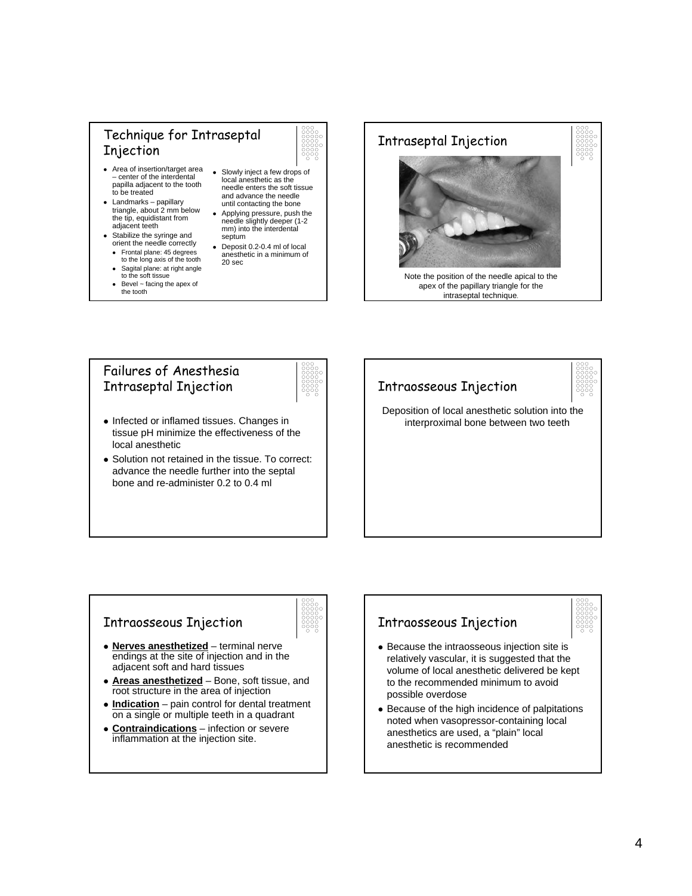## Technique for Intraseptal Injection

- Area of insertion/target area – center of the interdental papilla adjacent to the tooth to be treated
- Landmarks – papillary triangle, about 2 mm below the tip, equidistant from adjacent teeth
- Stabilize the syringe and orient the needle correctly
  - Frontal plane: 45 degrees to the long axis of the tooth
  - Sagital plane: at right angle to the soft tissue
  - Bevel – facing the apex of the tooth
- Slowly inject a few drops of local anesthetic as the needle enters the soft tissue and advance the needle until contacting the bone
- Applying pressure, push the needle slightly deeper (1-2 mm) into the interdental septum
- Deposit 0.2-0.4 ml of local anesthetic in a minimum of 20 sec

## Intraseptal Injection

Note the position of the needle apical to the apex of the papillary triangle for the intraseptal technique.

## Failures of Anesthesia Intraseptal Injection

- Infected or inflamed tissues. Changes in tissue pH minimize the effectiveness of the local anesthetic
- Solution not retained in the tissue. To correct: advance the needle further into the septal bone and re-administer 0.2 to 0.4 ml

## Intraosseous Injection

Deposition of local anesthetic solution into the interproximal bone between two teeth

## Intraosseous Injection

- **Nerves anesthetized** – terminal nerve endings at the site of injection and in the adjacent soft and hard tissues
- **Areas anesthetized** – Bone, soft tissue, and root structure in the area of injection
- **Indication** – pain control for dental treatment on a single or multiple teeth in a quadrant
- **Contraindications** – infection or severe inflammation at the injection site.

## Intraosseous Injection

- Because the intraosseous injection site is relatively vascular, it is suggested that the volume of local anesthetic delivered be kept to the recommended minimum to avoid possible overdose
- Because of the high incidence of palpitations noted when vasopressor-containing local anesthetics are used, a "plain" local anesthetic is recommended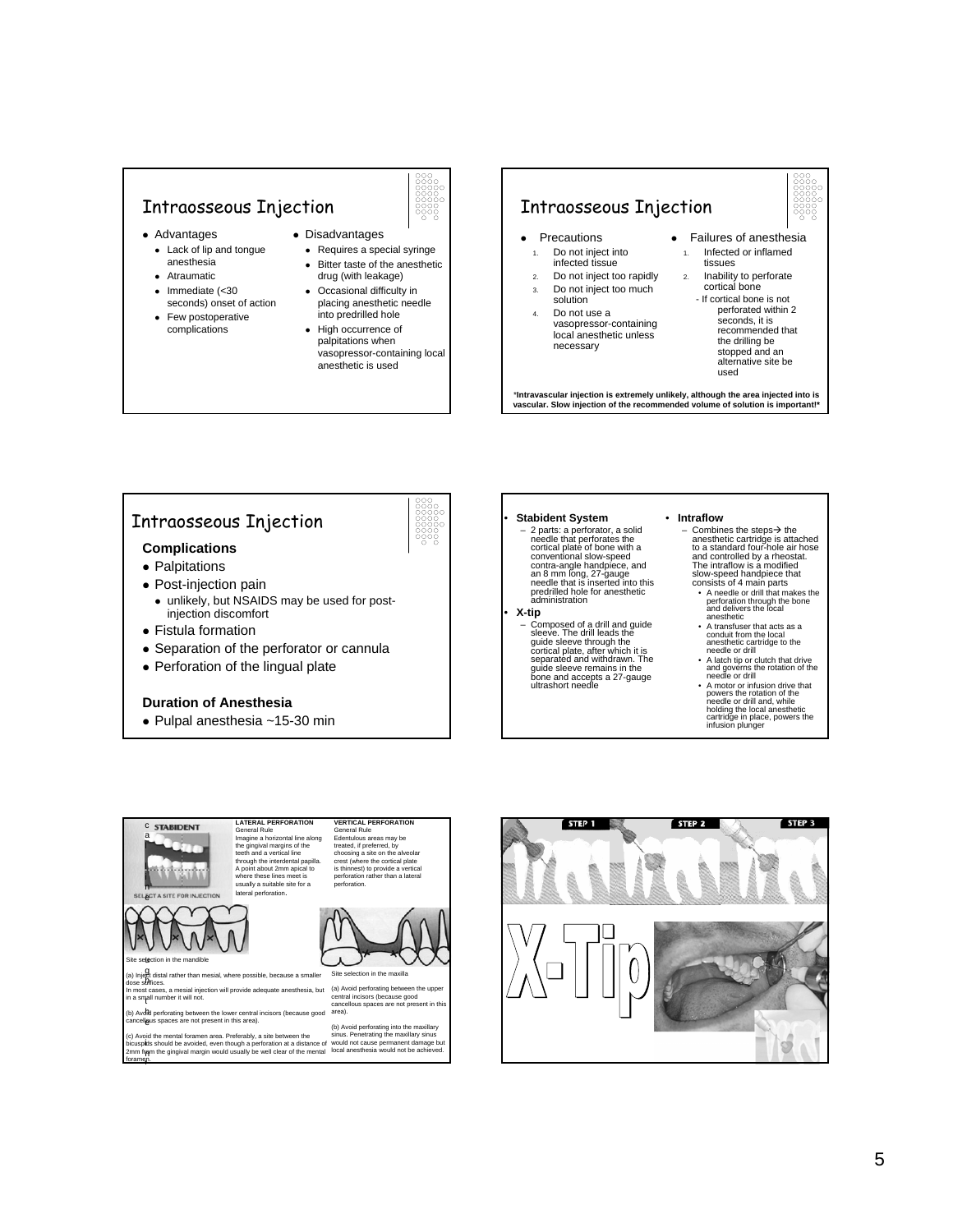## Intraosseous Injection

- Advantages
  - Lack of lip and tongue anesthesia
  - Atraumatic
  - Immediate (<30 seconds) onset of action
  - Few postoperative complications
- Disadvantages
  - Requires a special syringe
  - Bitter taste of the anesthetic drug (with leakage)
  - Occasional difficulty in placing anesthetic needle into predrilled hole
  - High occurrence of palpitations when vasopressor-containing local anesthetic is used

## Intraosseous Injection

- Precautions
  1. Do not inject into infected tissue
  2. Do not inject too rapidly
  3. Do not inject too much solution
  4. Do not use a vasopressor-containing local anesthetic unless necessary
- Failures of anesthesia
  1. Infected or inflamed tissues
  2. Inability to perforate cortical bone
     - If cortical bone is not perforated within 2 seconds, it is recommended that the drilling be stopped and an alternative site be used

**\*Intravascular injection is extremely unlikely, although the area injected into is vascular. Slow injection of the recommended volume of solution is important!\***

## Intraosseous Injection

**Complications**

- Palpitations
- Post-injection pain
  - unlikely, but NSAIDS may be used for post-injection discomfort
- Fistula formation
- Separation of the perforator or cannula
- Perforation of the lingual plate

**Duration of Anesthesia**

- Pulpal anesthesia ~15-30 min

---

- **Stabident System**
  - 2 parts: a perforator, a solid needle that perforates the cortical plate of bone with a conventional slow-speed contra-angle handpiece, and an 8 mm long, 27-gauge needle that is inserted into this predrilled hole for anesthetic administration
- **X-tip**
  - Composed of a drill and guide sleeve. The drill leads the guide sleeve through the cortical plate, after which it is separated and withdrawn. The guide sleeve remains in the bone and accepts a 27-gauge ultrashort needle
- **Intraflow**
  - Combines the steps→ the anesthetic cartridge is attached to a standard four-hole air hose and controlled by a rheostat. The intraflow is a modified slow-speed handpiece that consists of 4 main parts
    - A needle or drill that makes the perforation through the bone and delivers the local anesthetic
    - A transuser that acts as a conduit from the local anesthetic cartridge to the needle or drill
    - A latch tip or clutch that drive and governs the rotation of the needle or drill
    - A motor or infusion drive that powers the rotation of the needle or drill and, while holding the local anesthetic cartridge in place, powers the infusion plunger

---

STABIDENT

SELECT A SITE FOR INJECTION

**LATERAL PERFORATION**
General Rule
Imagine a horizontal line along the gingival margins of the teeth and a vertical line through the interdental papilla. A point about 2mm apical to where these lines meet is usually a suitable site for a lateral perforation.

**VERTICAL PERFORATION**
General Rule
Edentulous areas may be treated, if preferred, by choosing a site on the alveolar crest (where the cortical plate is thinnest) to provide a vertical perforation rather than a lateral perforation.

Site selection in the mandible

(a) Inject distal rather than mesial, where possible, because a smaller dose suffices.
In most cases, a mesial injection will provide adequate anesthesia, but in a small number it will not.

(b) Avoid perforating between the lower central incisors (because good cancellous spaces are not present in this area).

(c) Avoid the mental foramen area. Preferably, a site between the bicuspids should be avoided, even though a perforation at a distance of 2mm from the gingival margin would usually be well clear of the mental foramen.

Site selection in the maxilla

(a) Avoid perforating between the upper central incisors (because good cancellous spaces are not present in this area).

(b) Avoid perforating into the maxillary sinus. Penetrating the maxillary sinus would not cause permanent damage but local anesthesia would not be achieved.

---

STEP 1 STEP 2 STEP 3

X-Tip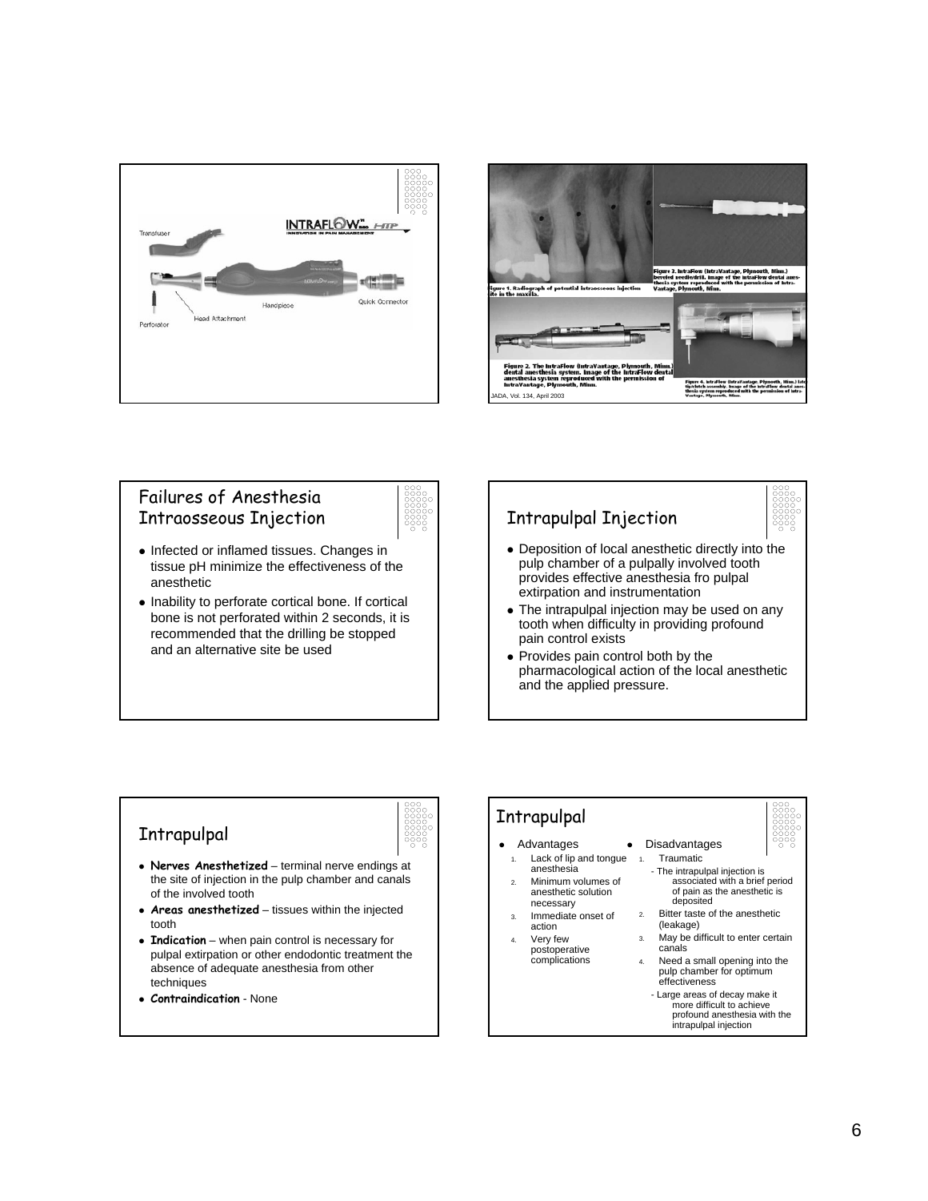Transfuser

INTRAFLOW™ HTP

INNOVATION IN PAIN MANAGEMENT

Head Attachment

Handpiece

Quick Connector

Perforator

Figure 1. Radiograph of potential intraosseous injection site in the maxilla.

Figure 3. IntraFlow (IntraVantage, Plymouth, Minn.) beveled needle/drill. Image of the IntraFlow dental anesthesia system reproduced with the permission of IntraVantage, Plymouth, Minn.

Figure 2. The IntraFlow (IntraVantage, Plymouth, Minn.) dental anesthesia system. Image of the IntraFlow dental anesthesia system reproduced with the permission of IntraVantage, Plymouth, Minn.

Figure 4. IntraFlow (IntraVantage, Plymouth, Minn.) tip/clutch assembly. Image of the IntraFlow dental anesthesia system reproduced with the permission of IntraVantage, Plymouth, Minn.

JADA, Vol. 134, April 2003

## Failures of Anesthesia Intraosseous Injection

- Infected or inflamed tissues. Changes in tissue pH minimize the effectiveness of the anesthetic
- Inability to perforate cortical bone. If cortical bone is not perforated within 2 seconds, it is recommended that the drilling be stopped and an alternative site be used

## Intrapulpal Injection

- Deposition of local anesthetic directly into the pulp chamber of a pulpally involved tooth provides effective anesthesia fro pulpal extirpation and instrumentation
- The intrapulpal injection may be used on any tooth when difficulty in providing profound pain control exists
- Provides pain control both by the pharmacological action of the local anesthetic and the applied pressure.

## Intrapulpal

- **Nerves Anesthetized** – terminal nerve endings at the site of injection in the pulp chamber and canals of the involved tooth
- **Areas anesthetized** – tissues within the injected tooth
- **Indication** – when pain control is necessary for pulpal extirpation or other endodontic treatment the absence of adequate anesthesia from other techniques
- **Contraindication** - None

## Intrapulpal

- Advantages
  1. Lack of lip and tongue anesthesia
  2. Minimum volumes of anesthetic solution necessary
  3. Immediate onset of action
  4. Very few postoperative complications
- Disadvantages
  1. Traumatic
     - The intrapulpal injection is associated with a brief period of pain as the anesthetic is deposited
  2. Bitter taste of the anesthetic (leakage)
  3. May be difficult to enter certain canals
  4. Need a small opening into the pulp chamber for optimum effectiveness
     - Large areas of decay make it more difficult to achieve profound anesthesia with the intrapulpal injection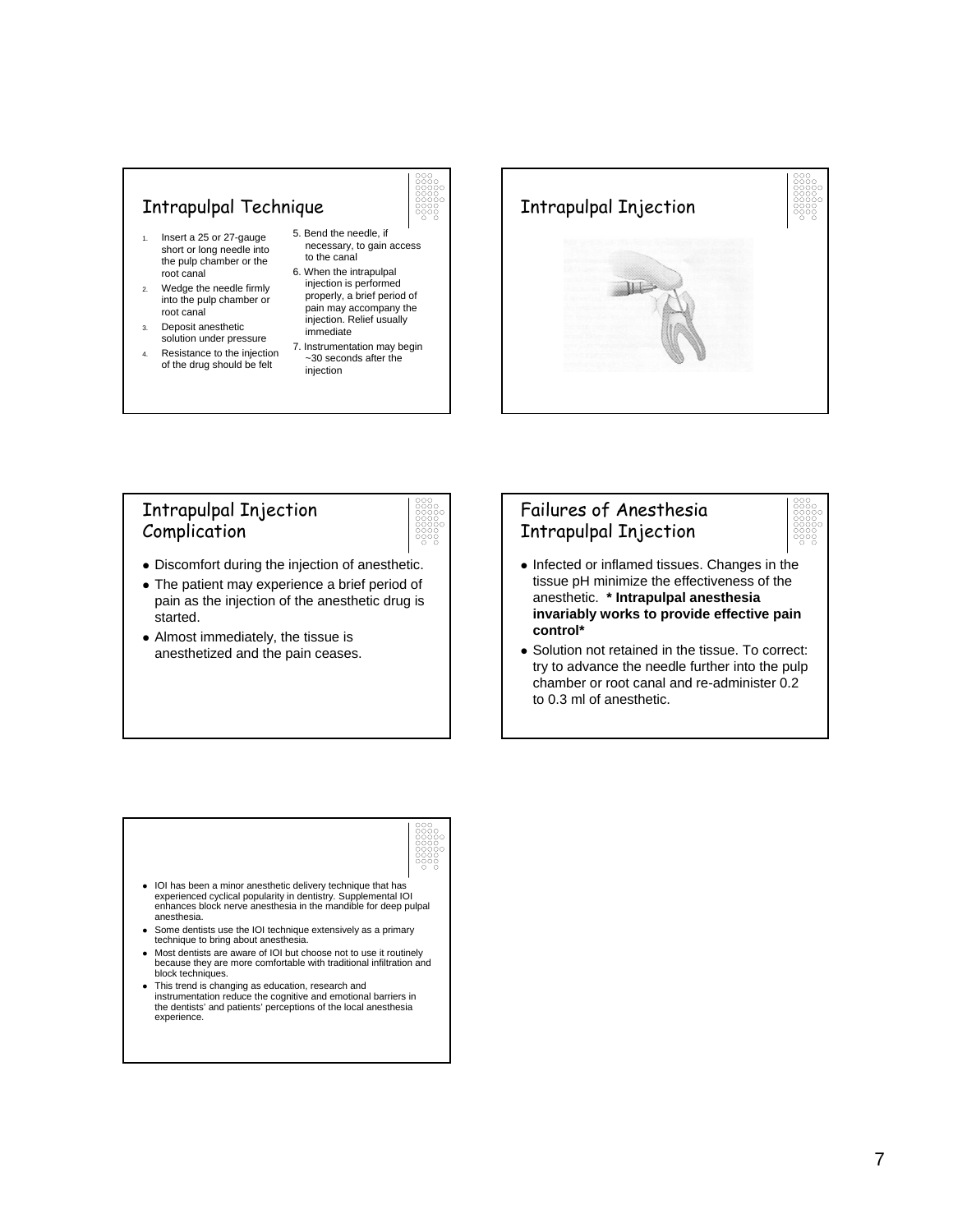## Intrapulpal Technique

1. Insert a 25 or 27-gauge short or long needle into the pulp chamber or the root canal
2. Wedge the needle firmly into the pulp chamber or root canal
3. Deposit anesthetic solution under pressure
4. Resistance to the injection of the drug should be felt
5. Bend the needle, if necessary, to gain access to the canal
6. When the intrapulpal injection is performed properly, a brief period of pain may accompany the injection. Relief usually immediate
7. Instrumentation may begin ~30 seconds after the injection

## Intrapulpal Injection

## Intrapulpal Injection Complication

- Discomfort during the injection of anesthetic.
- The patient may experience a brief period of pain as the injection of the anesthetic drug is started.
- Almost immediately, the tissue is anesthetized and the pain ceases.

## Failures of Anesthesia Intrapulpal Injection

- Infected or inflamed tissues. Changes in the tissue pH minimize the effectiveness of the anesthetic. **\* Intrapulpal anesthesia invariably works to provide effective pain control\***
- Solution not retained in the tissue. To correct: try to advance the needle further into the pulp chamber or root canal and re-administer 0.2 to 0.3 ml of anesthetic.

---

- IOI has been a minor anesthetic delivery technique that has experienced cyclical popularity in dentistry. Supplemental IOI enhances block nerve anesthesia in the mandible for deep pulpal anesthesia.
- Some dentists use the IOI technique extensively as a primary technique to bring about anesthesia.
- Most dentists are aware of IOI but choose not to use it routinely because they are more comfortable with traditional infiltration and block techniques.
- This trend is changing as education, research and instrumentation reduce the cognitive and emotional barriers in the dentists' and patients' perceptions of the local anesthesia experience.